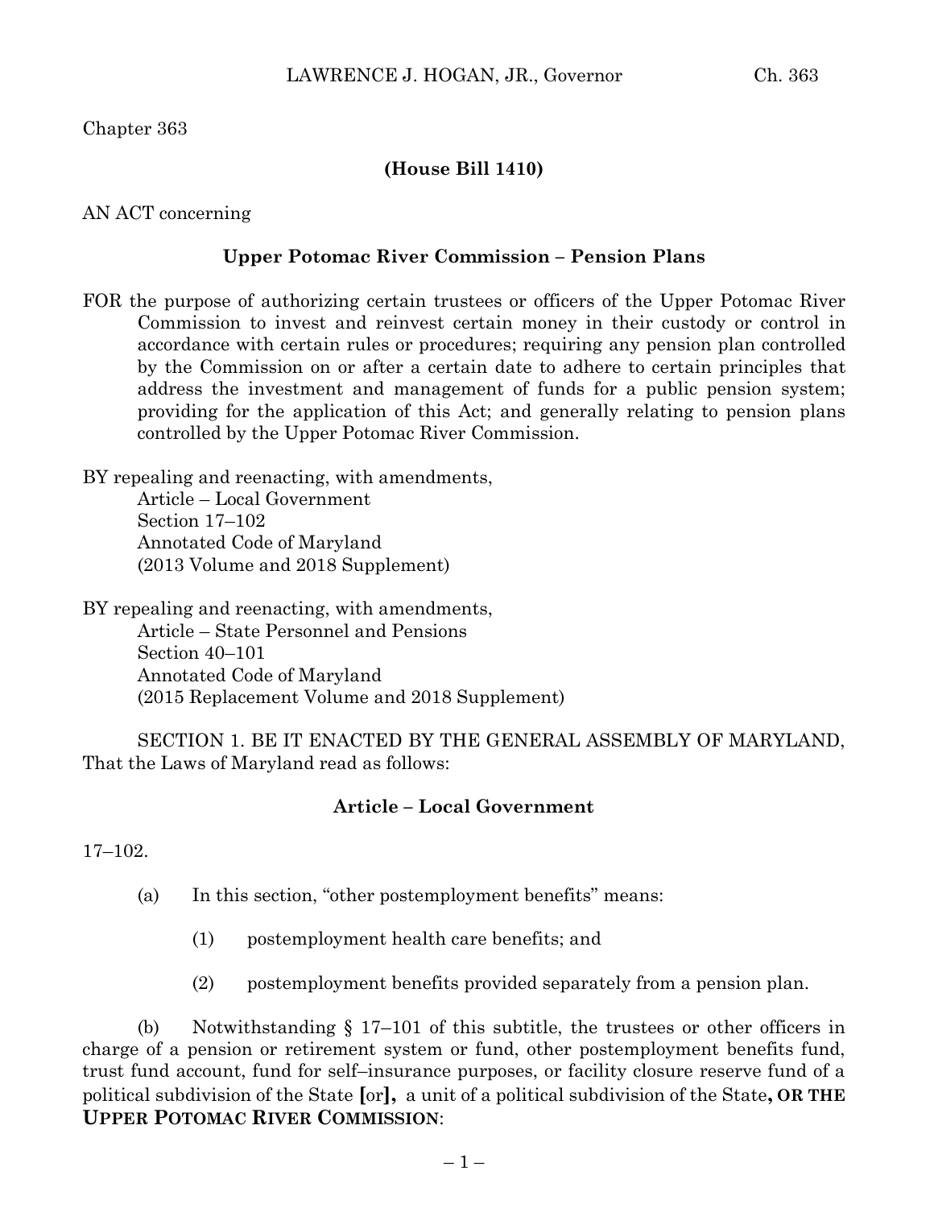Chapter 363

## (House Bill 1410)

AN ACT concerning

## Upper Potomac River Commission – Pension Plans

FOR the purpose of authorizing certain trustees or officers of the Upper Potomac River Commission to invest and reinvest certain money in their custody or control in accordance with certain rules or procedures; requiring any pension plan controlled by the Commission on or after a certain date to adhere to certain principles that address the investment and management of funds for a public pension system; providing for the application of this Act; and generally relating to pension plans controlled by the Upper Potomac River Commission.

BY repealing and reenacting, with amendments,
Article – Local Government
Section 17–102
Annotated Code of Maryland
(2013 Volume and 2018 Supplement)

BY repealing and reenacting, with amendments,
Article – State Personnel and Pensions
Section 40–101
Annotated Code of Maryland
(2015 Replacement Volume and 2018 Supplement)

SECTION 1. BE IT ENACTED BY THE GENERAL ASSEMBLY OF MARYLAND, That the Laws of Maryland read as follows:

## Article – Local Government

17–102.

(a) In this section, "other postemployment benefits" means:

(1) postemployment health care benefits; and

(2) postemployment benefits provided separately from a pension plan.

(b) Notwithstanding § 17–101 of this subtitle, the trustees or other officers in charge of a pension or retirement system or fund, other postemployment benefits fund, trust fund account, fund for self–insurance purposes, or facility closure reserve fund of a political subdivision of the State **[**or**],** a unit of a political subdivision of the State**, OR THE UPPER POTOMAC RIVER COMMISSION**: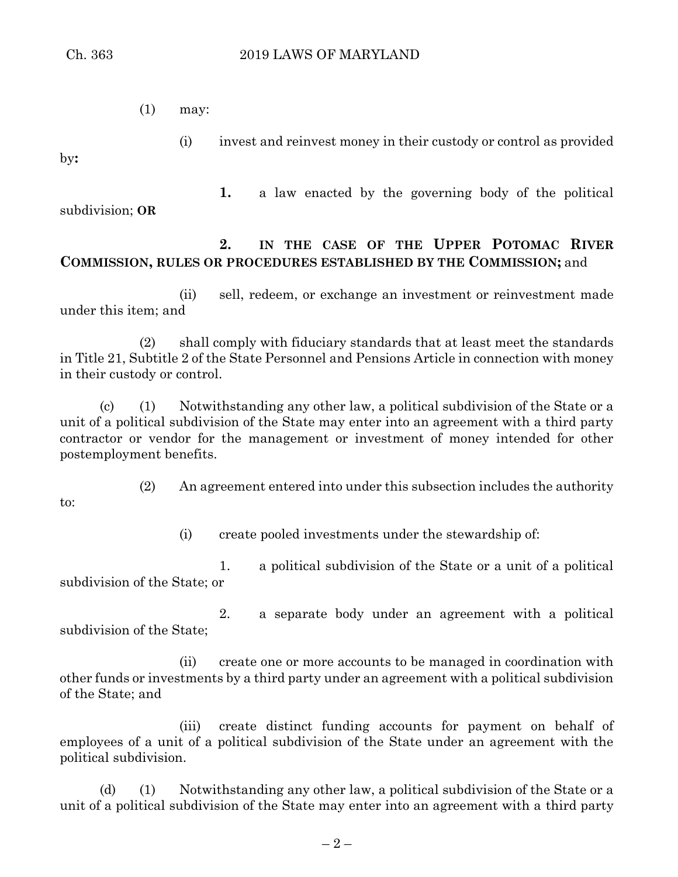(1) may:

(i) invest and reinvest money in their custody or control as provided by**:**

**1.** a law enacted by the governing body of the political subdivision; **OR**

**2. IN THE CASE OF THE UPPER POTOMAC RIVER COMMISSION, RULES OR PROCEDURES ESTABLISHED BY THE COMMISSION;** and

(ii) sell, redeem, or exchange an investment or reinvestment made under this item; and

(2) shall comply with fiduciary standards that at least meet the standards in Title 21, Subtitle 2 of the State Personnel and Pensions Article in connection with money in their custody or control.

(c) (1) Notwithstanding any other law, a political subdivision of the State or a unit of a political subdivision of the State may enter into an agreement with a third party contractor or vendor for the management or investment of money intended for other postemployment benefits.

(2) An agreement entered into under this subsection includes the authority to:

(i) create pooled investments under the stewardship of:

1. a political subdivision of the State or a unit of a political subdivision of the State; or

2. a separate body under an agreement with a political subdivision of the State;

(ii) create one or more accounts to be managed in coordination with other funds or investments by a third party under an agreement with a political subdivision of the State; and

(iii) create distinct funding accounts for payment on behalf of employees of a unit of a political subdivision of the State under an agreement with the political subdivision.

(d) (1) Notwithstanding any other law, a political subdivision of the State or a unit of a political subdivision of the State may enter into an agreement with a third party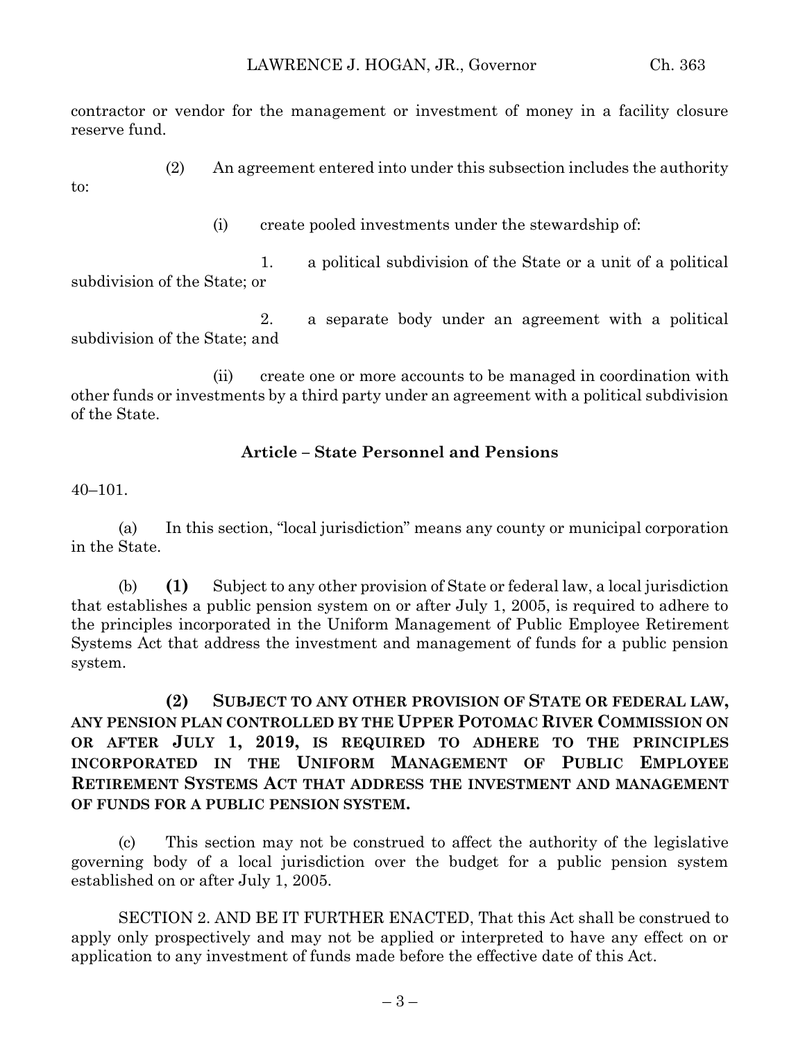contractor or vendor for the management or investment of money in a facility closure reserve fund.

(2) An agreement entered into under this subsection includes the authority to:

(i) create pooled investments under the stewardship of:

1. a political subdivision of the State or a unit of a political subdivision of the State; or

2. a separate body under an agreement with a political subdivision of the State; and

(ii) create one or more accounts to be managed in coordination with other funds or investments by a third party under an agreement with a political subdivision of the State.

### Article – State Personnel and Pensions

40–101.

(a) In this section, "local jurisdiction" means any county or municipal corporation in the State.

(b) **(1)** Subject to any other provision of State or federal law, a local jurisdiction that establishes a public pension system on or after July 1, 2005, is required to adhere to the principles incorporated in the Uniform Management of Public Employee Retirement Systems Act that address the investment and management of funds for a public pension system.

**(2) SUBJECT TO ANY OTHER PROVISION OF STATE OR FEDERAL LAW, ANY PENSION PLAN CONTROLLED BY THE UPPER POTOMAC RIVER COMMISSION ON OR AFTER JULY 1, 2019, IS REQUIRED TO ADHERE TO THE PRINCIPLES INCORPORATED IN THE UNIFORM MANAGEMENT OF PUBLIC EMPLOYEE RETIREMENT SYSTEMS ACT THAT ADDRESS THE INVESTMENT AND MANAGEMENT OF FUNDS FOR A PUBLIC PENSION SYSTEM.**

(c) This section may not be construed to affect the authority of the legislative governing body of a local jurisdiction over the budget for a public pension system established on or after July 1, 2005.

SECTION 2. AND BE IT FURTHER ENACTED, That this Act shall be construed to apply only prospectively and may not be applied or interpreted to have any effect on or application to any investment of funds made before the effective date of this Act.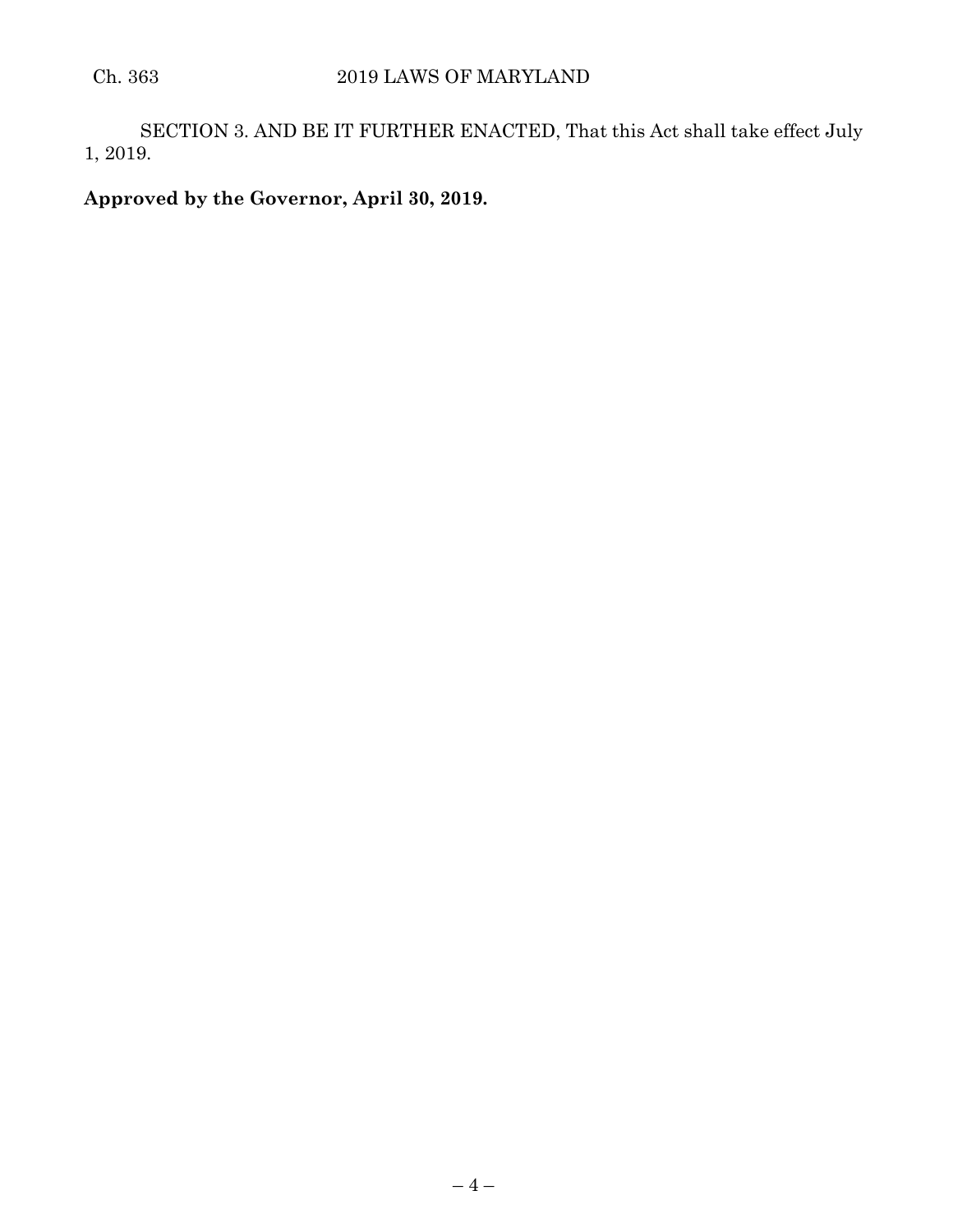SECTION 3. AND BE IT FURTHER ENACTED, That this Act shall take effect July 1, 2019.

**Approved by the Governor, April 30, 2019.**